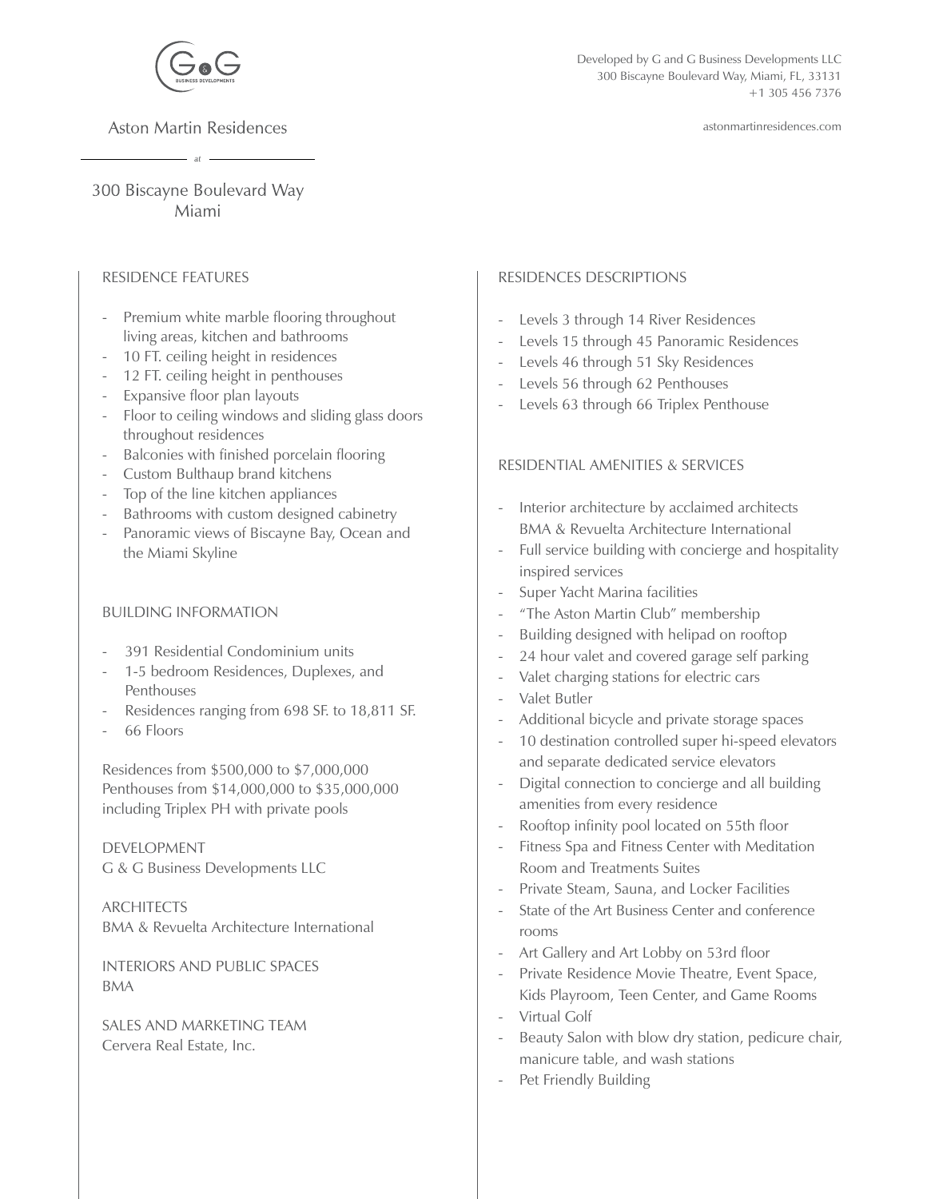Developed by G and G Business Developments LLC
300 Biscayne Boulevard Way, Miami, FL, 33131
+1 305 456 7376

astonmartinresidences.com

# Aston Martin Residences

at

## 300 Biscayne Boulevard Way
## Miami

### RESIDENCE FEATURES

- Premium white marble flooring throughout living areas, kitchen and bathrooms
- 10 FT. ceiling height in residences
- 12 FT. ceiling height in penthouses
- Expansive floor plan layouts
- Floor to ceiling windows and sliding glass doors throughout residences
- Balconies with finished porcelain flooring
- Custom Bulthaup brand kitchens
- Top of the line kitchen appliances
- Bathrooms with custom designed cabinetry
- Panoramic views of Biscayne Bay, Ocean and the Miami Skyline

### BUILDING INFORMATION

- 391 Residential Condominium units
- 1-5 bedroom Residences, Duplexes, and Penthouses
- Residences ranging from 698 SF. to 18,811 SF.
- 66 Floors

Residences from $500,000 to $7,000,000
Penthouses from $14,000,000 to $35,000,000 including Triplex PH with private pools

DEVELOPMENT
G & G Business Developments LLC

ARCHITECTS
BMA & Revuelta Architecture International

INTERIORS AND PUBLIC SPACES
BMA

SALES AND MARKETING TEAM
Cervera Real Estate, Inc.

### RESIDENCES DESCRIPTIONS

- Levels 3 through 14 River Residences
- Levels 15 through 45 Panoramic Residences
- Levels 46 through 51 Sky Residences
- Levels 56 through 62 Penthouses
- Levels 63 through 66 Triplex Penthouse

### RESIDENTIAL AMENITIES & SERVICES

- Interior architecture by acclaimed architects BMA & Revuelta Architecture International
- Full service building with concierge and hospitality inspired services
- Super Yacht Marina facilities
- "The Aston Martin Club" membership
- Building designed with helipad on rooftop
- 24 hour valet and covered garage self parking
- Valet charging stations for electric cars
- Valet Butler
- Additional bicycle and private storage spaces
- 10 destination controlled super hi-speed elevators and separate dedicated service elevators
- Digital connection to concierge and all building amenities from every residence
- Rooftop infinity pool located on 55th floor
- Fitness Spa and Fitness Center with Meditation Room and Treatments Suites
- Private Steam, Sauna, and Locker Facilities
- State of the Art Business Center and conference rooms
- Art Gallery and Art Lobby on 53rd floor
- Private Residence Movie Theatre, Event Space, Kids Playroom, Teen Center, and Game Rooms
- Virtual Golf
- Beauty Salon with blow dry station, pedicure chair, manicure table, and wash stations
- Pet Friendly Building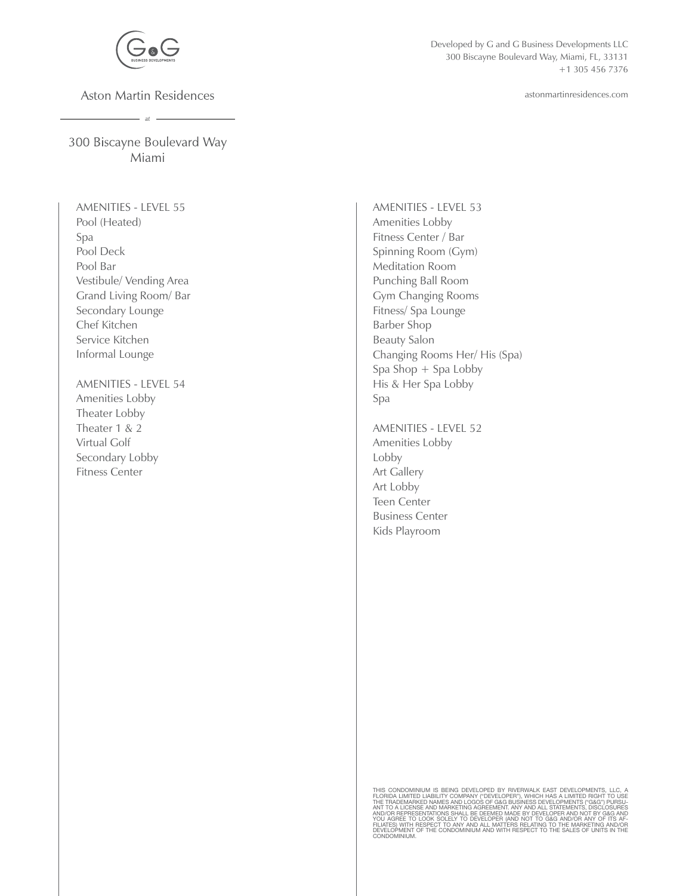Developed by G and G Business Developments LLC
300 Biscayne Boulevard Way, Miami, FL, 33131
+1 305 456 7376

astonmartinresidences.com

Aston Martin Residences

*at*

300 Biscayne Boulevard Way
Miami

## AMENITIES - LEVEL 55

- Pool (Heated)
- Spa
- Pool Deck
- Pool Bar
- Vestibule/ Vending Area
- Grand Living Room/ Bar
- Secondary Lounge
- Chef Kitchen
- Service Kitchen
- Informal Lounge

## AMENITIES - LEVEL 54

- Amenities Lobby
- Theater Lobby
- Theater 1 & 2
- Virtual Golf
- Secondary Lobby
- Fitness Center

## AMENITIES - LEVEL 53

- Amenities Lobby
- Fitness Center / Bar
- Spinning Room (Gym)
- Meditation Room
- Punching Ball Room
- Gym Changing Rooms
- Fitness/ Spa Lounge
- Barber Shop
- Beauty Salon
- Changing Rooms Her/ His (Spa)
- Spa Shop + Spa Lobby
- His & Her Spa Lobby
- Spa

## AMENITIES - LEVEL 52

- Amenities Lobby
- Lobby
- Art Gallery
- Art Lobby
- Teen Center
- Business Center
- Kids Playroom

THIS CONDOMINIUM IS BEING DEVELOPED BY RIVERWALK EAST DEVELOPMENTS, LLC, A FLORIDA LIMITED LIABILITY COMPANY ("DEVELOPER"), WHICH HAS A LIMITED RIGHT TO USE THE TRADEMARKED NAMES AND LOGOS OF G&G BUSINESS DEVELOPMENTS ("G&G") PURSUANT TO A LICENSE AND MARKETING AGREEMENT. ANY AND ALL STATEMENTS, DISCLOSURES AND/OR REPRESENTATIONS SHALL BE DEEMED MADE BY DEVELOPER AND NOT BY G&G AND YOU AGREE TO LOOK SOLELY TO DEVELOPER (AND NOT TO G&G AND/OR ANY OF ITS AFFILIATES) WITH RESPECT TO ANY AND ALL MATTERS RELATING TO THE MARKETING AND/OR DEVELOPMENT OF THE CONDOMINIUM AND WITH RESPECT TO THE SALES OF UNITS IN THE CONDOMINIUM.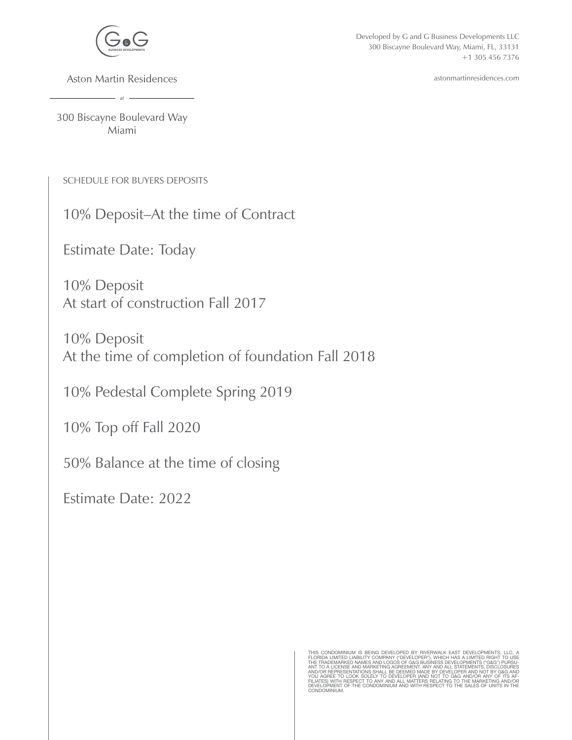G&G BUSINESS DEVELOPMENTS

Developed by G and G Business Developments LLC
300 Biscayne Boulevard Way, Miami, FL, 33131
+1 305 456 7376

Aston Martin Residences

at

300 Biscayne Boulevard Way
Miami

astonmartinresidences.com

SCHEDULE FOR BUYERS DEPOSITS

10% Deposit–At the time of Contract

Estimate Date: Today

10% Deposit
At start of construction Fall 2017

10% Deposit
At the time of completion of foundation Fall 2018

10% Pedestal Complete Spring 2019

10% Top off Fall 2020

50% Balance at the time of closing

Estimate Date: 2022

THIS CONDOMINIUM IS BEING DEVELOPED BY RIVERWALK EAST DEVELOPMENTS, LLC, A FLORIDA LIMITED LIABILITY COMPANY ("DEVELOPER"), WHICH HAS A LIMITED RIGHT TO USE THE TRADEMARKED NAMES AND LOGOS OF G&G BUSINESS DEVELOPMENTS ("G&G") PURSUANT TO A LICENSE AND MARKETING AGREEMENT. ANY AND ALL STATEMENTS, DISCLOSURES AND/OR REPRESENTATIONS SHALL BE DEEMED MADE BY DEVELOPER AND NOT BY G&G AND YOU AGREE TO LOOK SOLELY TO DEVELOPER (AND NOT TO G&G AND/OR ANY OF ITS AFFILIATES) WITH RESPECT TO ANY AND ALL MATTERS RELATING TO THE MARKETING AND/OR DEVELOPMENT OF THE CONDOMINIUM AND WITH RESPECT TO THE SALES OF UNITS IN THE CONDOMINIUM.